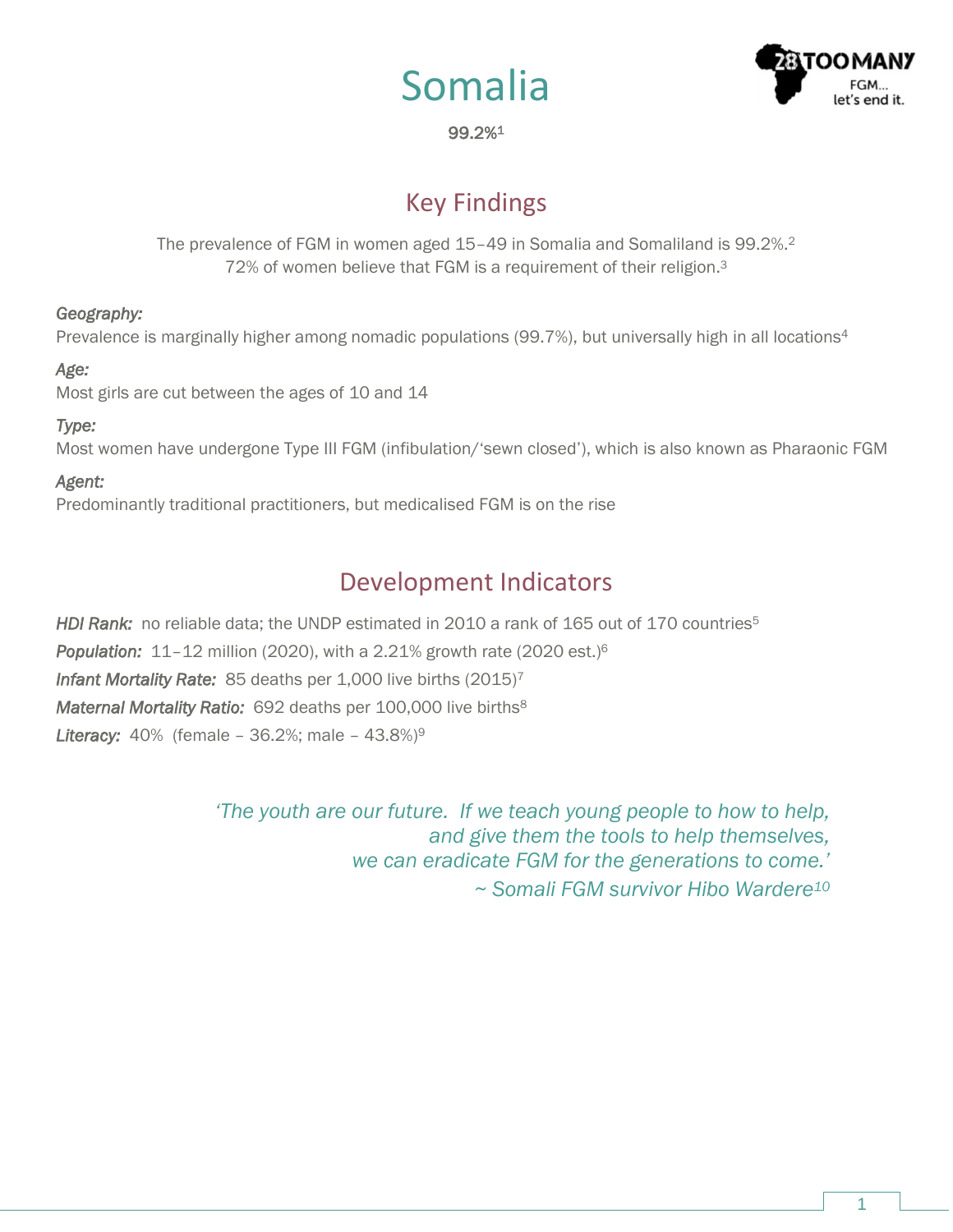# Somalia

99.2%[1]

## Key Findings

The prevalence of FGM in women aged 15–49 in Somalia and Somaliland is 99.2%.[2]
72% of women believe that FGM is a requirement of their religion.[3]

*Geography:*
Prevalence is marginally higher among nomadic populations (99.7%), but universally high in all locations[4]

*Age:*
Most girls are cut between the ages of 10 and 14

*Type:*
Most women have undergone Type III FGM (infibulation/'sewn closed'), which is also known as Pharaonic FGM

*Agent:*
Predominantly traditional practitioners, but medicalised FGM is on the rise

## Development Indicators

***HDI Rank:*** no reliable data; the UNDP estimated in 2010 a rank of 165 out of 170 countries[5]

***Population:*** 11–12 million (2020), with a 2.21% growth rate (2020 est.)[6]

***Infant Mortality Rate:*** 85 deaths per 1,000 live births (2015)[7]

***Maternal Mortality Ratio:*** 692 deaths per 100,000 live births[8]

***Literacy:*** 40% (female – 36.2%; male – 43.8%)[9]

*'The youth are our future. If we teach young people to how to help, and give them the tools to help themselves, we can eradicate FGM for the generations to come.'*
*~ Somali FGM survivor Hibo Wardere[10]*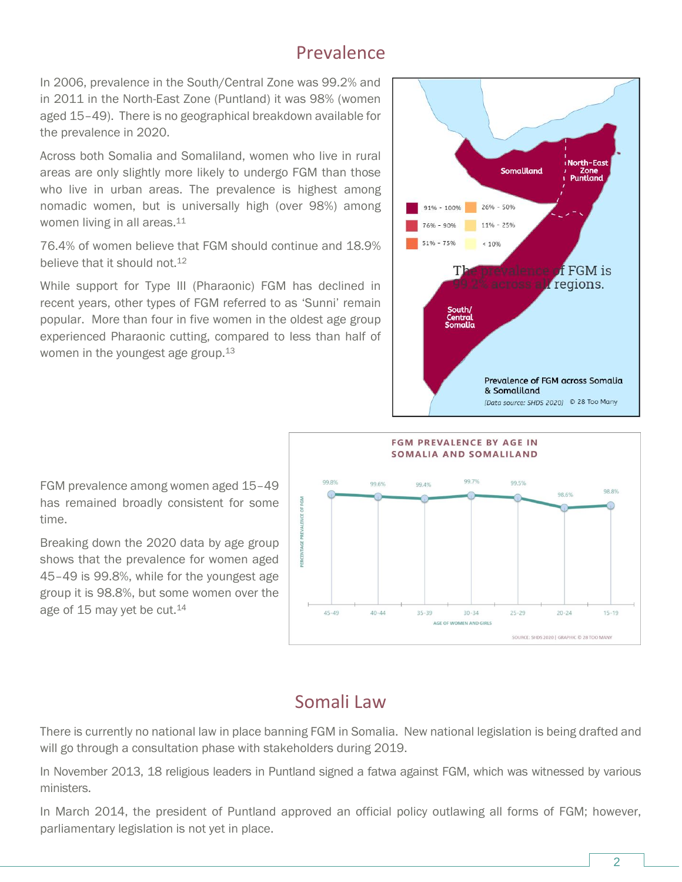## Prevalence

In 2006, prevalence in the South/Central Zone was 99.2% and in 2011 in the North-East Zone (Puntland) it was 98% (women aged 15–49). There is no geographical breakdown available for the prevalence in 2020.

Across both Somalia and Somaliland, women who live in rural areas are only slightly more likely to undergo FGM than those who live in urban areas. The prevalence is highest among nomadic women, but is universally high (over 98%) among women living in all areas.[11]

76.4% of women believe that FGM should continue and 18.9% believe that it should not.[12]

While support for Type III (Pharaonic) FGM has declined in recent years, other types of FGM referred to as 'Sunni' remain popular. More than four in five women in the oldest age group experienced Pharaonic cutting, compared to less than half of women in the youngest age group.[13]

Somaliland | North-East Zone Puntland | South/ Central Somalia

91% - 100% | 76% - 90% | 51% - 75% | 26% - 50% | 11% - 25% | < 10%

The prevalence of FGM is 99.2% across all regions.

Prevalence of FGM across Somalia & Somaliland

[Data source: SHDS 2020] © 28 Too Many

FGM prevalence among women aged 15–49 has remained broadly consistent for some time.

Breaking down the 2020 data by age group shows that the prevalence for women aged 45–49 is 99.8%, while for the youngest age group it is 98.8%, but some women over the age of 15 may yet be cut.[14]

**FGM PREVALENCE BY AGE IN SOMALIA AND SOMALILAND**

| Age of women and girls | 45-49 | 40-44 | 35-39 | 30-34 | 25-29 | 20-24 | 15-19 |
|---|---|---|---|---|---|---|---|
| Percentage prevalence of FGM | 99.8% | 99.6% | 99.4% | 99.7% | 99.5% | 98.6% | 98.8% |

SOURCE: SHDS 2020 | GRAPHIC © 28 TOO MANY

## Somali Law

There is currently no national law in place banning FGM in Somalia. New national legislation is being drafted and will go through a consultation phase with stakeholders during 2019.

In November 2013, 18 religious leaders in Puntland signed a fatwa against FGM, which was witnessed by various ministers.

In March 2014, the president of Puntland approved an official policy outlawing all forms of FGM; however, parliamentary legislation is not yet in place.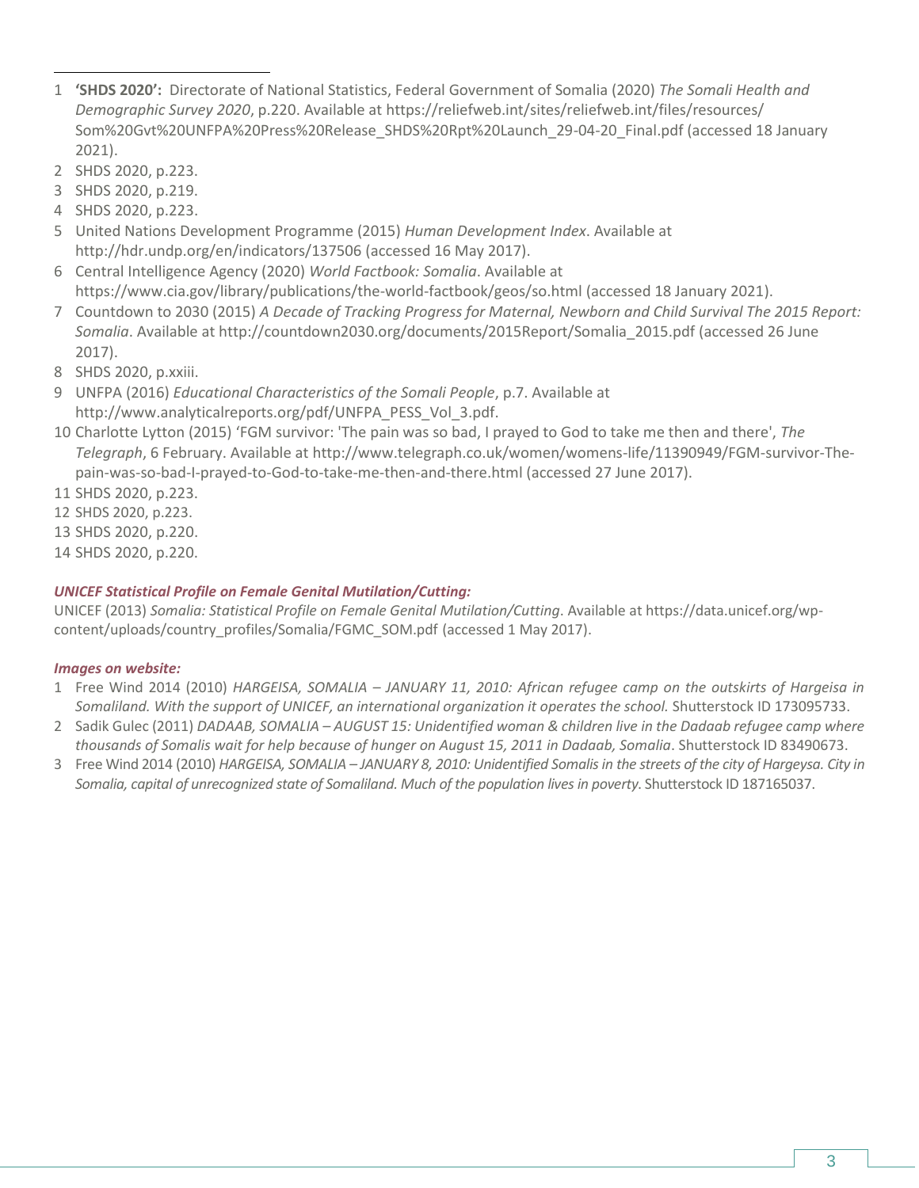1. **'SHDS 2020':** Directorate of National Statistics, Federal Government of Somalia (2020) *The Somali Health and Demographic Survey 2020*, p.220. Available at https://reliefweb.int/sites/reliefweb.int/files/resources/Som%20Gvt%20UNFPA%20Press%20Release_SHDS%20Rpt%20Launch_29-04-20_Final.pdf (accessed 18 January 2021).
2. SHDS 2020, p.223.
3. SHDS 2020, p.219.
4. SHDS 2020, p.223.
5. United Nations Development Programme (2015) *Human Development Index*. Available at http://hdr.undp.org/en/indicators/137506 (accessed 16 May 2017).
6. Central Intelligence Agency (2020) *World Factbook: Somalia*. Available at https://www.cia.gov/library/publications/the-world-factbook/geos/so.html (accessed 18 January 2021).
7. Countdown to 2030 (2015) *A Decade of Tracking Progress for Maternal, Newborn and Child Survival The 2015 Report: Somalia*. Available at http://countdown2030.org/documents/2015Report/Somalia_2015.pdf (accessed 26 June 2017).
8. SHDS 2020, p.xxiii.
9. UNFPA (2016) *Educational Characteristics of the Somali People*, p.7. Available at http://www.analyticalreports.org/pdf/UNFPA_PESS_Vol_3.pdf.
10. Charlotte Lytton (2015) 'FGM survivor: 'The pain was so bad, I prayed to God to take me then and there', *The Telegraph*, 6 February. Available at http://www.telegraph.co.uk/women/womens-life/11390949/FGM-survivor-The-pain-was-so-bad-I-prayed-to-God-to-take-me-then-and-there.html (accessed 27 June 2017).
11. SHDS 2020, p.223.
12. SHDS 2020, p.223.
13. SHDS 2020, p.220.
14. SHDS 2020, p.220.

***UNICEF Statistical Profile on Female Genital Mutilation/Cutting:***

UNICEF (2013) *Somalia: Statistical Profile on Female Genital Mutilation/Cutting*. Available at https://data.unicef.org/wp-content/uploads/country_profiles/Somalia/FGMC_SOM.pdf (accessed 1 May 2017).

***Images on website:***

1. Free Wind 2014 (2010) *HARGEISA, SOMALIA – JANUARY 11, 2010: African refugee camp on the outskirts of Hargeisa in Somaliland. With the support of UNICEF, an international organization it operates the school.* Shutterstock ID 173095733.
2. Sadik Gulec (2011) *DADAAB, SOMALIA – AUGUST 15: Unidentified woman & children live in the Dadaab refugee camp where thousands of Somalis wait for help because of hunger on August 15, 2011 in Dadaab, Somalia*. Shutterstock ID 83490673.
3. Free Wind 2014 (2010) *HARGEISA, SOMALIA – JANUARY 8, 2010: Unidentified Somalis in the streets of the city of Hargeysa. City in Somalia, capital of unrecognized state of Somaliland. Much of the population lives in poverty*. Shutterstock ID 187165037.